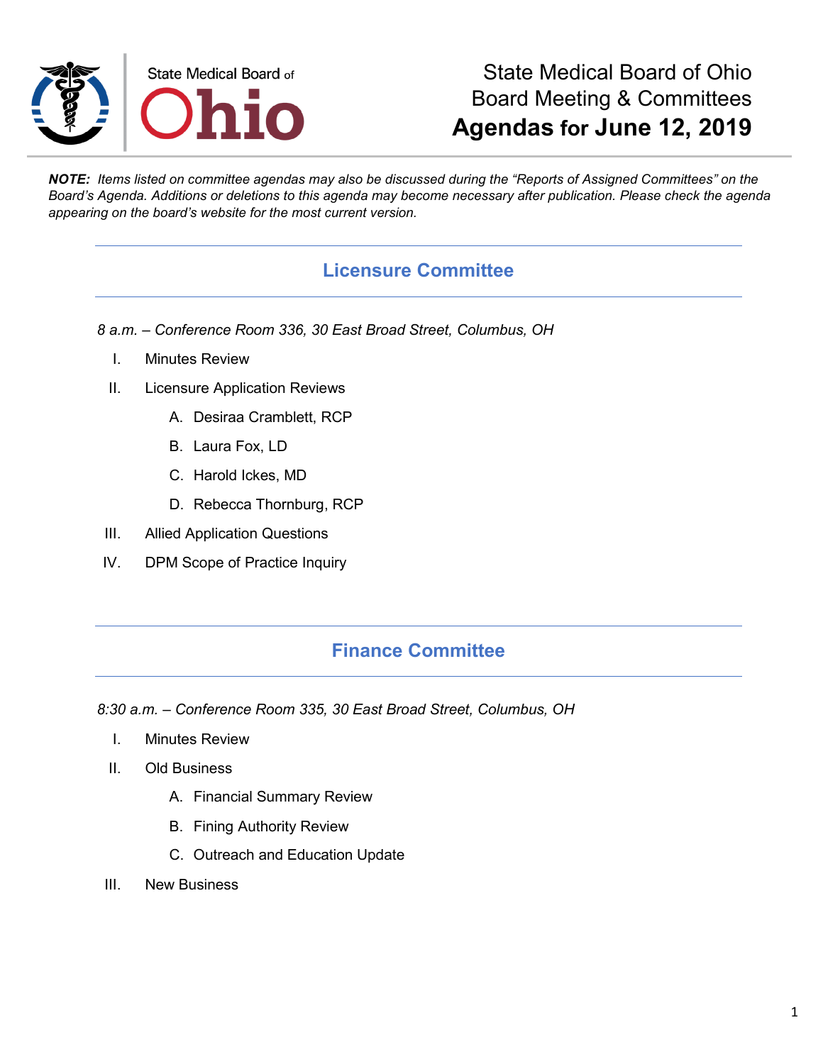State Medical Board of Ohio

# State Medical Board of Ohio Board Meeting & Committees **Agendas for June 12, 2019**

***NOTE:*** *Items listed on committee agendas may also be discussed during the "Reports of Assigned Committees" on the Board's Agenda. Additions or deletions to this agenda may become necessary after publication. Please check the agenda appearing on the board's website for the most current version.*

## Licensure Committee

*8 a.m. – Conference Room 336, 30 East Broad Street, Columbus, OH*

I. Minutes Review

II. Licensure Application Reviews

   A. Desiraa Cramblett, RCP

   B. Laura Fox, LD

   C. Harold Ickes, MD

   D. Rebecca Thornburg, RCP

III. Allied Application Questions

IV. DPM Scope of Practice Inquiry

## Finance Committee

*8:30 a.m. – Conference Room 335, 30 East Broad Street, Columbus, OH*

I. Minutes Review

II. Old Business

   A. Financial Summary Review

   B. Fining Authority Review

   C. Outreach and Education Update

III. New Business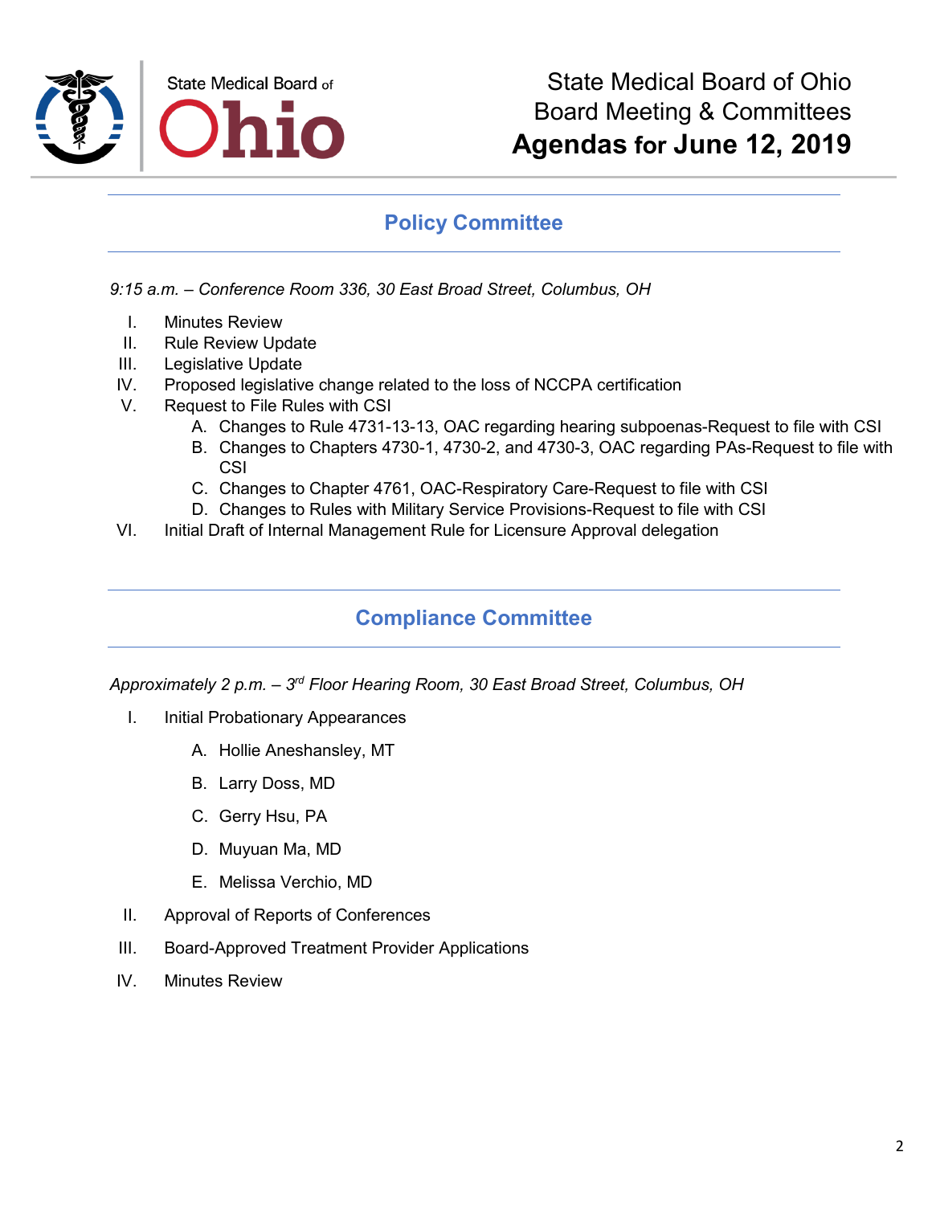State Medical Board of Ohio
Board Meeting & Committees
**Agendas for June 12, 2019**

## Policy Committee

*9:15 a.m. – Conference Room 336, 30 East Broad Street, Columbus, OH*

I. Minutes Review
II. Rule Review Update
III. Legislative Update
IV. Proposed legislative change related to the loss of NCCPA certification
V. Request to File Rules with CSI
   A. Changes to Rule 4731-13-13, OAC regarding hearing subpoenas-Request to file with CSI
   B. Changes to Chapters 4730-1, 4730-2, and 4730-3, OAC regarding PAs-Request to file with CSI
   C. Changes to Chapter 4761, OAC-Respiratory Care-Request to file with CSI
   D. Changes to Rules with Military Service Provisions-Request to file with CSI
VI. Initial Draft of Internal Management Rule for Licensure Approval delegation

## Compliance Committee

*Approximately 2 p.m. – 3rd Floor Hearing Room, 30 East Broad Street, Columbus, OH*

I. Initial Probationary Appearances
   A. Hollie Aneshansley, MT
   B. Larry Doss, MD
   C. Gerry Hsu, PA
   D. Muyuan Ma, MD
   E. Melissa Verchio, MD
II. Approval of Reports of Conferences
III. Board-Approved Treatment Provider Applications
IV. Minutes Review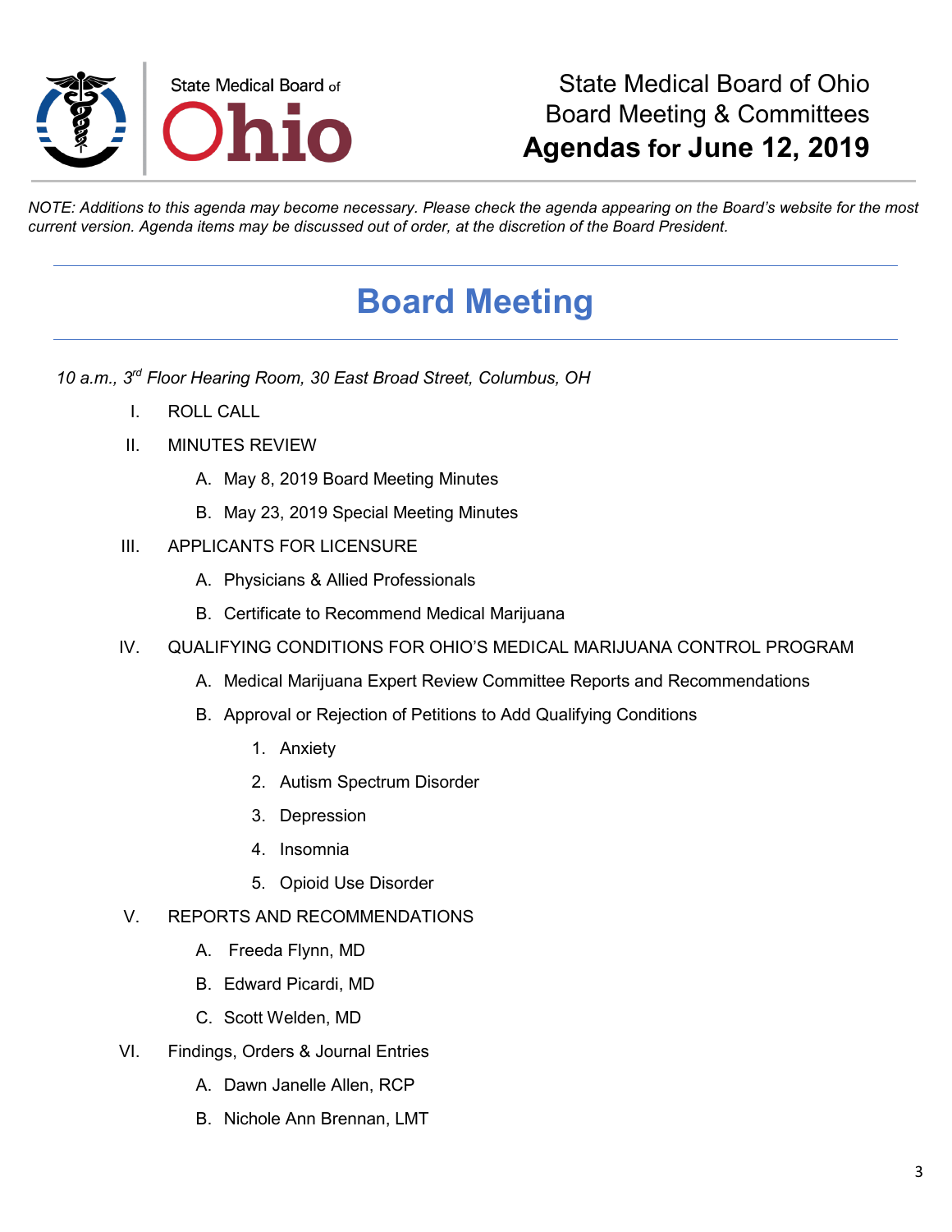State Medical Board of Ohio
Board Meeting & Committees
**Agendas for June 12, 2019**

*NOTE: Additions to this agenda may become necessary. Please check the agenda appearing on the Board's website for the most current version. Agenda items may be discussed out of order, at the discretion of the Board President.*

# Board Meeting

*10 a.m., 3rd Floor Hearing Room, 30 East Broad Street, Columbus, OH*

I. ROLL CALL

II. MINUTES REVIEW

  A. May 8, 2019 Board Meeting Minutes

  B. May 23, 2019 Special Meeting Minutes

III. APPLICANTS FOR LICENSURE

  A. Physicians & Allied Professionals

  B. Certificate to Recommend Medical Marijuana

IV. QUALIFYING CONDITIONS FOR OHIO'S MEDICAL MARIJUANA CONTROL PROGRAM

  A. Medical Marijuana Expert Review Committee Reports and Recommendations

  B. Approval or Rejection of Petitions to Add Qualifying Conditions

    1. Anxiety
    2. Autism Spectrum Disorder
    3. Depression
    4. Insomnia
    5. Opioid Use Disorder

V. REPORTS AND RECOMMENDATIONS

  A. Freeda Flynn, MD

  B. Edward Picardi, MD

  C. Scott Welden, MD

VI. Findings, Orders & Journal Entries

  A. Dawn Janelle Allen, RCP

  B. Nichole Ann Brennan, LMT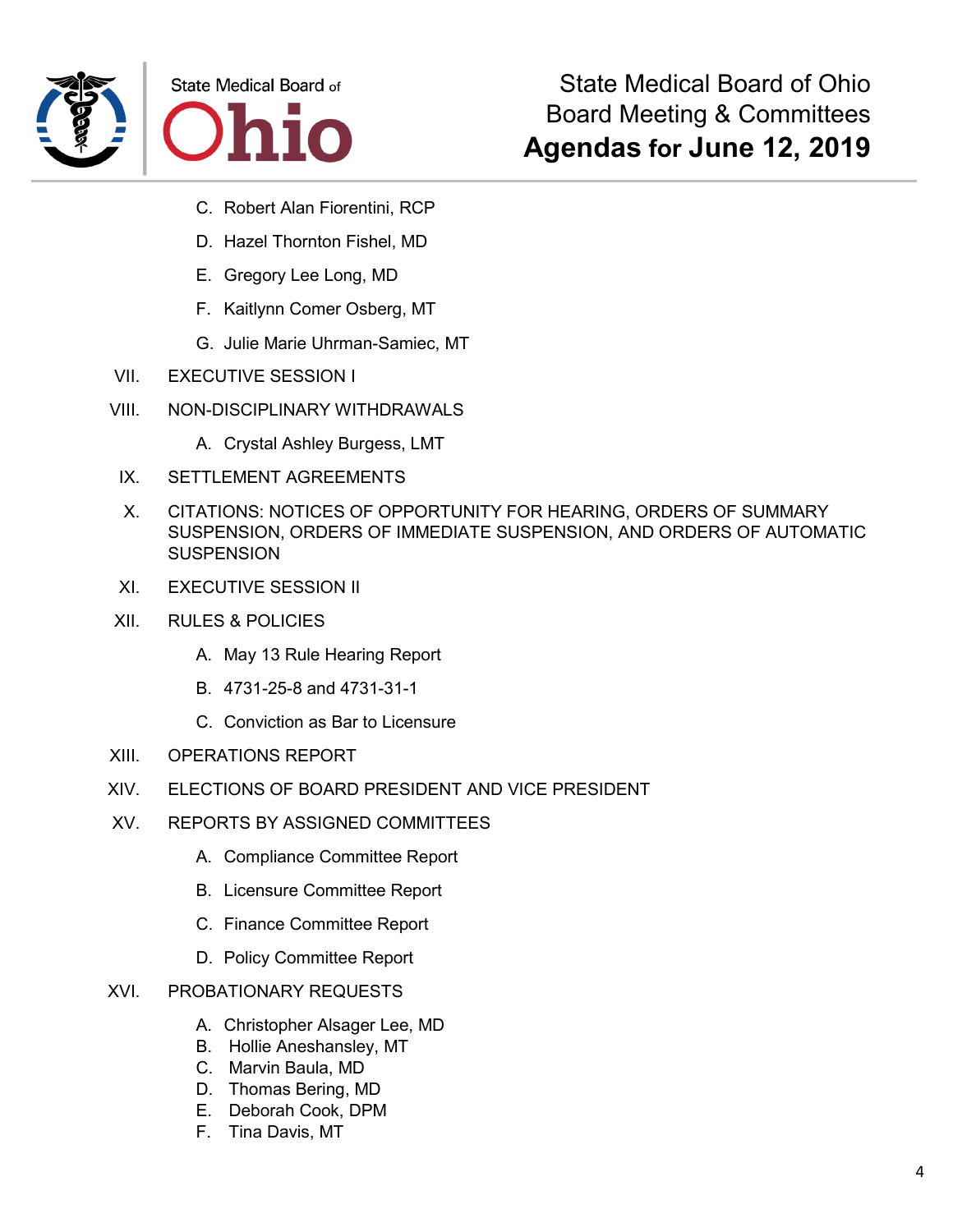C. Robert Alan Fiorentini, RCP

D. Hazel Thornton Fishel, MD

E. Gregory Lee Long, MD

F. Kaitlynn Comer Osberg, MT

G. Julie Marie Uhrman-Samiec, MT

VII. EXECUTIVE SESSION I

VIII. NON-DISCIPLINARY WITHDRAWALS

A. Crystal Ashley Burgess, LMT

IX. SETTLEMENT AGREEMENTS

X. CITATIONS: NOTICES OF OPPORTUNITY FOR HEARING, ORDERS OF SUMMARY SUSPENSION, ORDERS OF IMMEDIATE SUSPENSION, AND ORDERS OF AUTOMATIC SUSPENSION

XI. EXECUTIVE SESSION II

XII. RULES & POLICIES

A. May 13 Rule Hearing Report

B. 4731-25-8 and 4731-31-1

C. Conviction as Bar to Licensure

XIII. OPERATIONS REPORT

XIV. ELECTIONS OF BOARD PRESIDENT AND VICE PRESIDENT

XV. REPORTS BY ASSIGNED COMMITTEES

A. Compliance Committee Report

B. Licensure Committee Report

C. Finance Committee Report

D. Policy Committee Report

XVI. PROBATIONARY REQUESTS

A. Christopher Alsager Lee, MD
B. Hollie Aneshansley, MT
C. Marvin Baula, MD
D. Thomas Bering, MD
E. Deborah Cook, DPM
F. Tina Davis, MT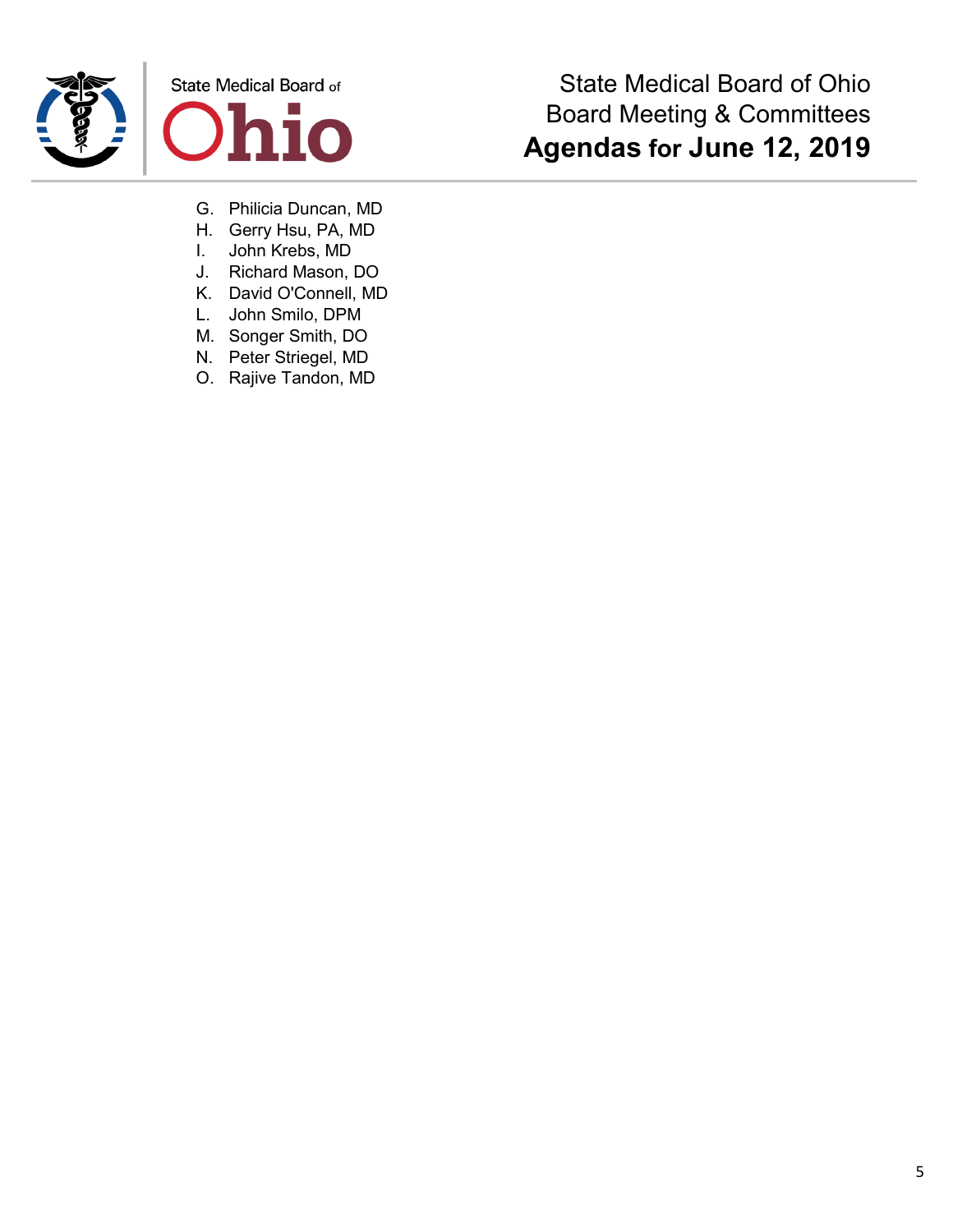G. Philicia Duncan, MD
H. Gerry Hsu, PA, MD
I. John Krebs, MD
J. Richard Mason, DO
K. David O'Connell, MD
L. John Smilo, DPM
M. Songer Smith, DO
N. Peter Striegel, MD
O. Rajive Tandon, MD